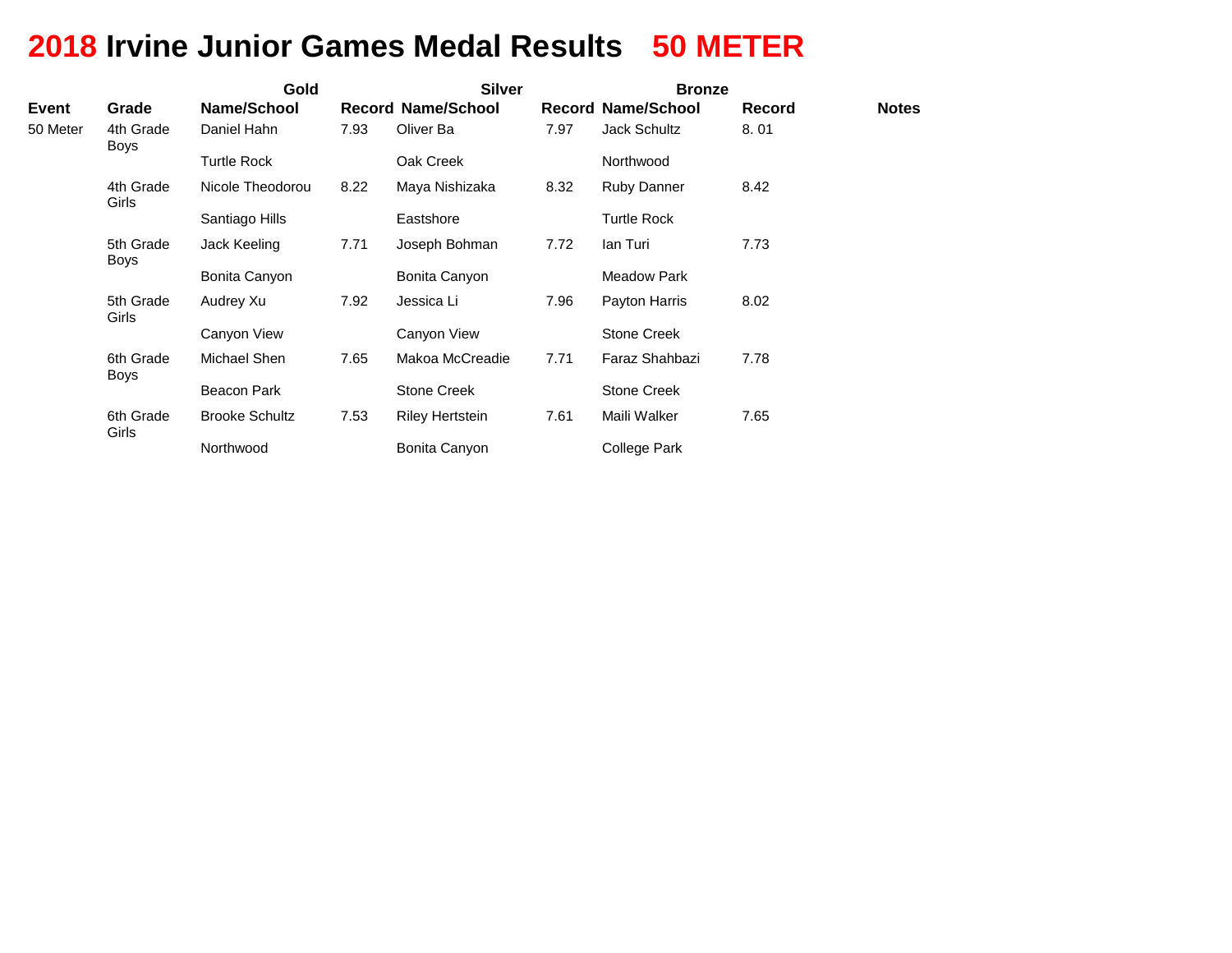# 2018 Irvine Junior Games Medal Results 50 METER

| | | Gold | | Silver | | Bronze | | |
|---|---|---|---|---|---|---|---|---|
| Event | Grade | Name/School | Record | Name/School | Record | Name/School | Record | Notes |
| 50 Meter | 4th Grade Boys | Daniel Hahn<br>Turtle Rock | 7.93 | Oliver Ba<br>Oak Creek | 7.97 | Jack Schultz<br>Northwood | 8. 01 | |
| | 4th Grade Girls | Nicole Theodorou<br>Santiago Hills | 8.22 | Maya Nishizaka<br>Eastshore | 8.32 | Ruby Danner<br>Turtle Rock | 8.42 | |
| | 5th Grade Boys | Jack Keeling<br>Bonita Canyon | 7.71 | Joseph Bohman<br>Bonita Canyon | 7.72 | Ian Turi<br>Meadow Park | 7.73 | |
| | 5th Grade Girls | Audrey Xu<br>Canyon View | 7.92 | Jessica Li<br>Canyon View | 7.96 | Payton Harris<br>Stone Creek | 8.02 | |
| | 6th Grade Boys | Michael Shen<br>Beacon Park | 7.65 | Makoa McCreadie<br>Stone Creek | 7.71 | Faraz Shahbazi<br>Stone Creek | 7.78 | |
| | 6th Grade Girls | Brooke Schultz<br>Northwood | 7.53 | Riley Hertstein<br>Bonita Canyon | 7.61 | Maili Walker<br>College Park | 7.65 | |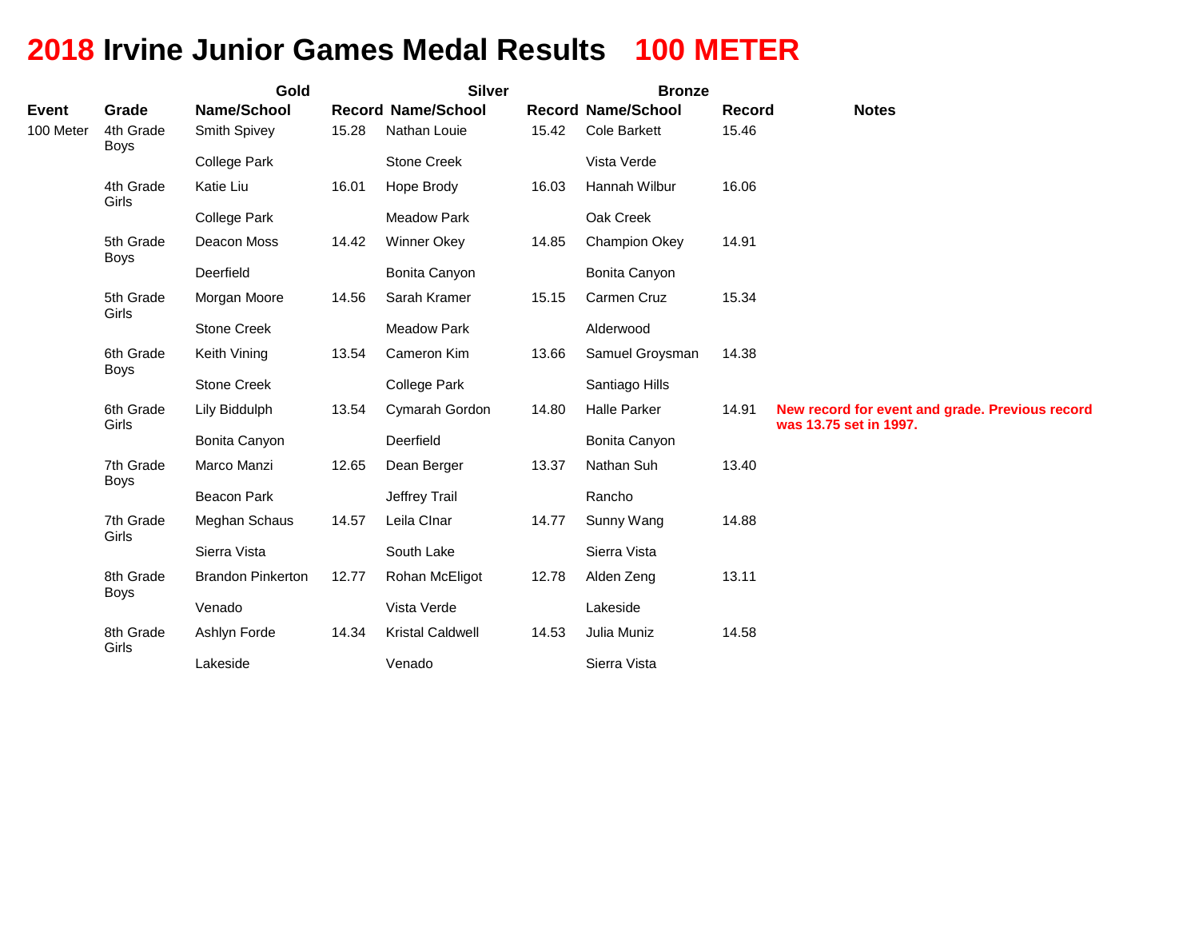# 2018 Irvine Junior Games Medal Results 100 METER

| | | Gold | | Silver | | Bronze | | |
|---|---|---|---|---|---|---|---|---|
| **Event** | **Grade** | **Name/School** | **Record** | **Name/School** | **Record** | **Name/School** | **Record** | **Notes** |
| 100 Meter | 4th Grade Boys | Smith Spivey<br>College Park | 15.28 | Nathan Louie<br>Stone Creek | 15.42 | Cole Barkett<br>Vista Verde | 15.46 | |
| | 4th Grade Girls | Katie Liu<br>College Park | 16.01 | Hope Brody<br>Meadow Park | 16.03 | Hannah Wilbur<br>Oak Creek | 16.06 | |
| | 5th Grade Boys | Deacon Moss<br>Deerfield | 14.42 | Winner Okey<br>Bonita Canyon | 14.85 | Champion Okey<br>Bonita Canyon | 14.91 | |
| | 5th Grade Girls | Morgan Moore<br>Stone Creek | 14.56 | Sarah Kramer<br>Meadow Park | 15.15 | Carmen Cruz<br>Alderwood | 15.34 | |
| | 6th Grade Boys | Keith Vining<br>Stone Creek | 13.54 | Cameron Kim<br>College Park | 13.66 | Samuel Groysman<br>Santiago Hills | 14.38 | |
| | 6th Grade Girls | Lily Biddulph<br>Bonita Canyon | 13.54 | Cymarah Gordon<br>Deerfield | 14.80 | Halle Parker<br>Bonita Canyon | 14.91 | **New record for event and grade. Previous record was 13.75 set in 1997.** |
| | 7th Grade Boys | Marco Manzi<br>Beacon Park | 12.65 | Dean Berger<br>Jeffrey Trail | 13.37 | Nathan Suh<br>Rancho | 13.40 | |
| | 7th Grade Girls | Meghan Schaus<br>Sierra Vista | 14.57 | Leila Clnar<br>South Lake | 14.77 | Sunny Wang<br>Sierra Vista | 14.88 | |
| | 8th Grade Boys | Brandon Pinkerton<br>Venado | 12.77 | Rohan McEligot<br>Vista Verde | 12.78 | Alden Zeng<br>Lakeside | 13.11 | |
| | 8th Grade Girls | Ashlyn Forde<br>Lakeside | 14.34 | Kristal Caldwell<br>Venado | 14.53 | Julia Muniz<br>Sierra Vista | 14.58 | |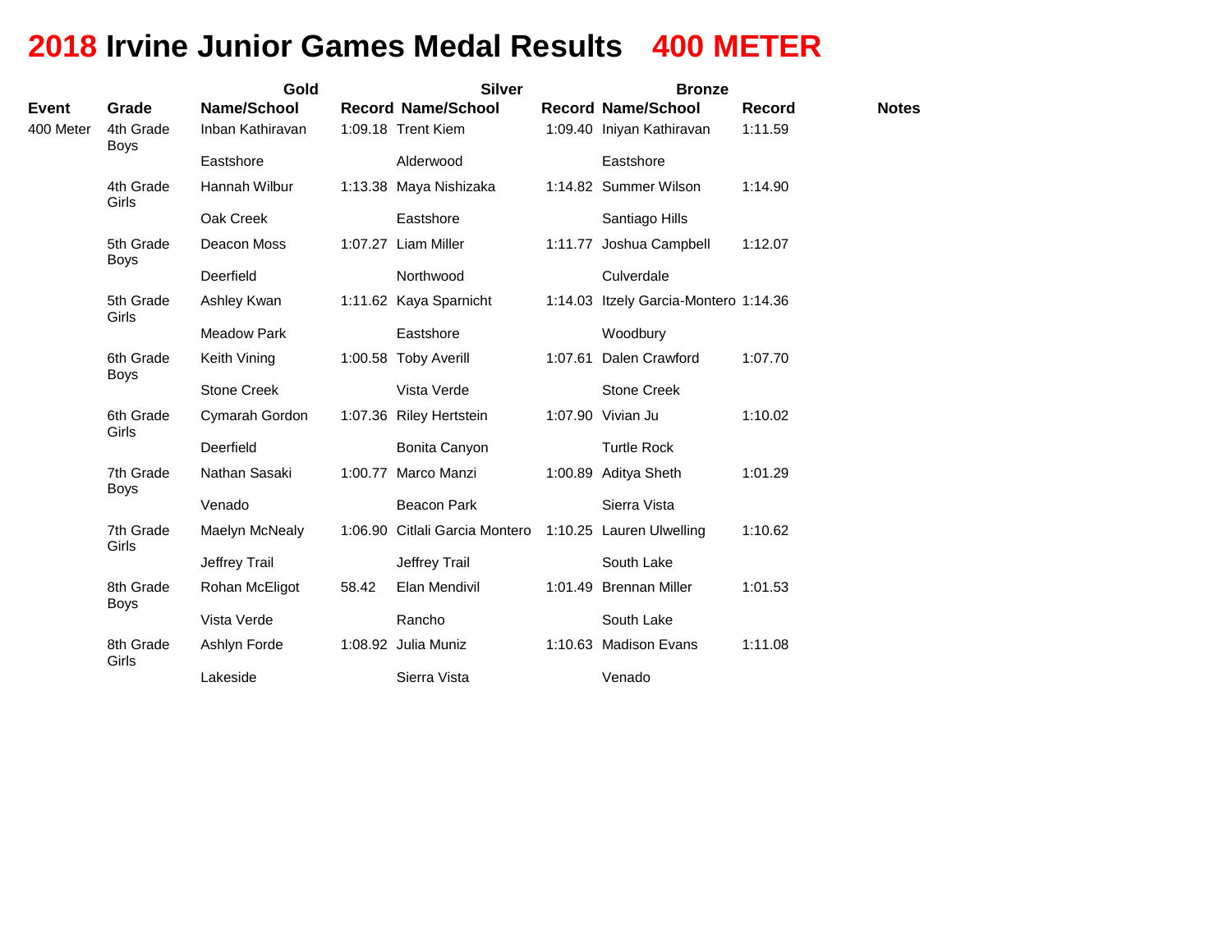# 2018 Irvine Junior Games Medal Results 400 METER

| Event | Grade | Gold Name/School | Record | Silver Name/School | Record | Bronze Name/School | Record | Notes |
|---|---|---|---|---|---|---|---|---|
| 400 Meter | 4th Grade Boys | Inban Kathiravan<br>Eastshore | 1:09.18 | Trent Kiem<br>Alderwood | 1:09.40 | Iniyan Kathiravan<br>Eastshore | 1:11.59 | |
| | 4th Grade Girls | Hannah Wilbur<br>Oak Creek | 1:13.38 | Maya Nishizaka<br>Eastshore | 1:14.82 | Summer Wilson<br>Santiago Hills | 1:14.90 | |
| | 5th Grade Boys | Deacon Moss<br>Deerfield | 1:07.27 | Liam Miller<br>Northwood | 1:11.77 | Joshua Campbell<br>Culverdale | 1:12.07 | |
| | 5th Grade Girls | Ashley Kwan<br>Meadow Park | 1:11.62 | Kaya Sparnicht<br>Eastshore | 1:14.03 | Itzely Garcia-Montero<br>Woodbury | 1:14.36 | |
| | 6th Grade Boys | Keith Vining<br>Stone Creek | 1:00.58 | Toby Averill<br>Vista Verde | 1:07.61 | Dalen Crawford<br>Stone Creek | 1:07.70 | |
| | 6th Grade Girls | Cymarah Gordon<br>Deerfield | 1:07.36 | Riley Hertstein<br>Bonita Canyon | 1:07.90 | Vivian Ju<br>Turtle Rock | 1:10.02 | |
| | 7th Grade Boys | Nathan Sasaki<br>Venado | 1:00.77 | Marco Manzi<br>Beacon Park | 1:00.89 | Aditya Sheth<br>Sierra Vista | 1:01.29 | |
| | 7th Grade Girls | Maelyn McNealy<br>Jeffrey Trail | 1:06.90 | Citlali Garcia Montero<br>Jeffrey Trail | 1:10.25 | Lauren Ulwelling<br>South Lake | 1:10.62 | |
| | 8th Grade Boys | Rohan McEligot<br>Vista Verde | 58.42 | Elan Mendivil<br>Rancho | 1:01.49 | Brennan Miller<br>South Lake | 1:01.53 | |
| | 8th Grade Girls | Ashlyn Forde<br>Lakeside | 1:08.92 | Julia Muniz<br>Sierra Vista | 1:10.63 | Madison Evans<br>Venado | 1:11.08 | |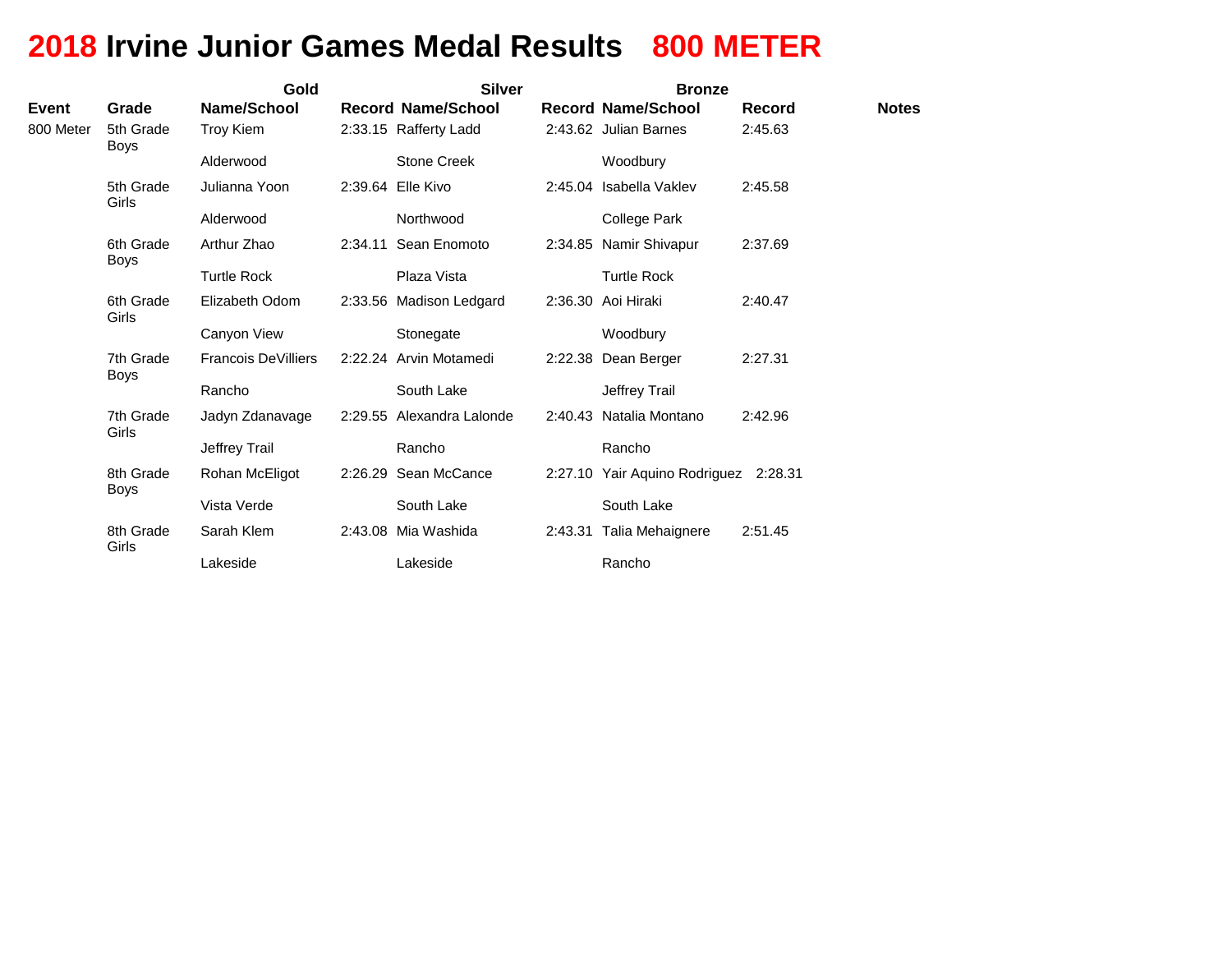# 2018 Irvine Junior Games Medal Results 800 METER

| | | Gold | | Silver | | Bronze | | |
|---|---|---|---|---|---|---|---|---|
| **Event** | **Grade** | **Name/School** | **Record** | **Name/School** | **Record** | **Name/School** | **Record** | **Notes** |
| 800 Meter | 5th Grade Boys | Troy Kiem<br>Alderwood | 2:33.15 | Rafferty Ladd<br>Stone Creek | 2:43.62 | Julian Barnes<br>Woodbury | 2:45.63 | |
| | 5th Grade Girls | Julianna Yoon<br>Alderwood | 2:39.64 | Elle Kivo<br>Northwood | 2:45.04 | Isabella Vaklev<br>College Park | 2:45.58 | |
| | 6th Grade Boys | Arthur Zhao<br>Turtle Rock | 2:34.11 | Sean Enomoto<br>Plaza Vista | 2:34.85 | Namir Shivapur<br>Turtle Rock | 2:37.69 | |
| | 6th Grade Girls | Elizabeth Odom<br>Canyon View | 2:33.56 | Madison Ledgard<br>Stonegate | 2:36.30 | Aoi Hiraki<br>Woodbury | 2:40.47 | |
| | 7th Grade Boys | Francois DeVilliers<br>Rancho | 2:22.24 | Arvin Motamedi<br>South Lake | 2:22.38 | Dean Berger<br>Jeffrey Trail | 2:27.31 | |
| | 7th Grade Girls | Jadyn Zdanavage<br>Jeffrey Trail | 2:29.55 | Alexandra Lalonde<br>Rancho | 2:40.43 | Natalia Montano<br>Rancho | 2:42.96 | |
| | 8th Grade Boys | Rohan McEligot<br>Vista Verde | 2:26.29 | Sean McCance<br>South Lake | 2:27.10 | Yair Aquino Rodriguez<br>South Lake | 2:28.31 | |
| | 8th Grade Girls | Sarah Klem<br>Lakeside | 2:43.08 | Mia Washida<br>Lakeside | 2:43.31 | Talia Mehaignere<br>Rancho | 2:51.45 | |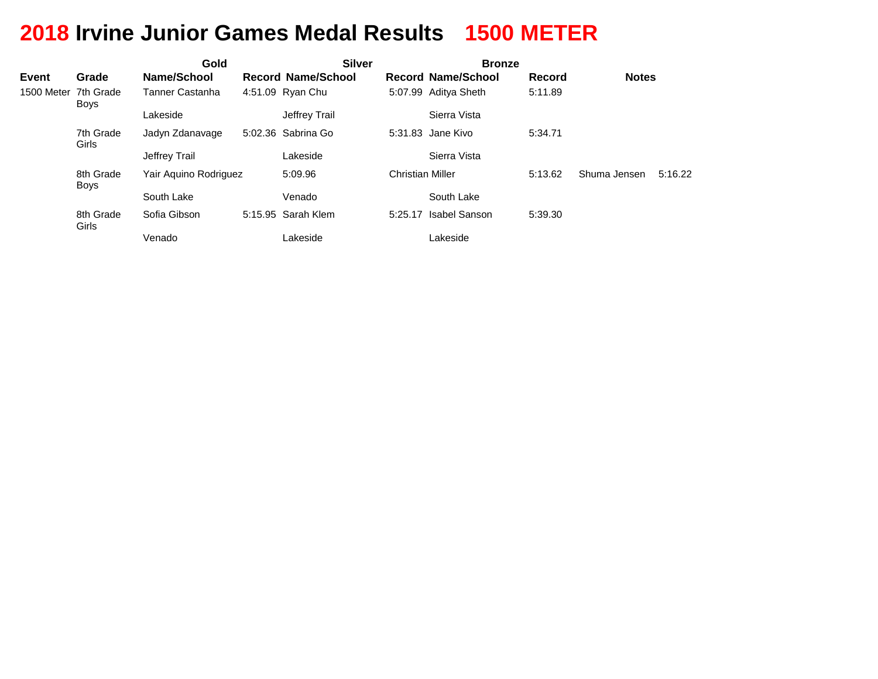# 2018 Irvine Junior Games Medal Results 1500 METER

| | | Gold | | Silver | | Bronze | | |
|---|---|---|---|---|---|---|---|---|
| Event | Grade | Name/School | Record | Name/School | Record | Name/School | Record | Notes |
| 1500 Meter | 7th Grade Boys | Tanner Castanha | 4:51.09 | Ryan Chu | 5:07.99 | Aditya Sheth | 5:11.89 | |
| | | Lakeside | | Jeffrey Trail | | Sierra Vista | | |
| | 7th Grade Girls | Jadyn Zdanavage | 5:02.36 | Sabrina Go | 5:31.83 | Jane Kivo | 5:34.71 | |
| | | Jeffrey Trail | | Lakeside | | Sierra Vista | | |
| | 8th Grade Boys | Yair Aquino Rodriguez | | 5:09.96 | Christian Miller | | 5:13.62 | Shuma Jensen 5:16.22 |
| | | South Lake | | Venado | | South Lake | | |
| | 8th Grade Girls | Sofia Gibson | 5:15.95 | Sarah Klem | 5:25.17 | Isabel Sanson | 5:39.30 | |
| | | Venado | | Lakeside | | Lakeside | | |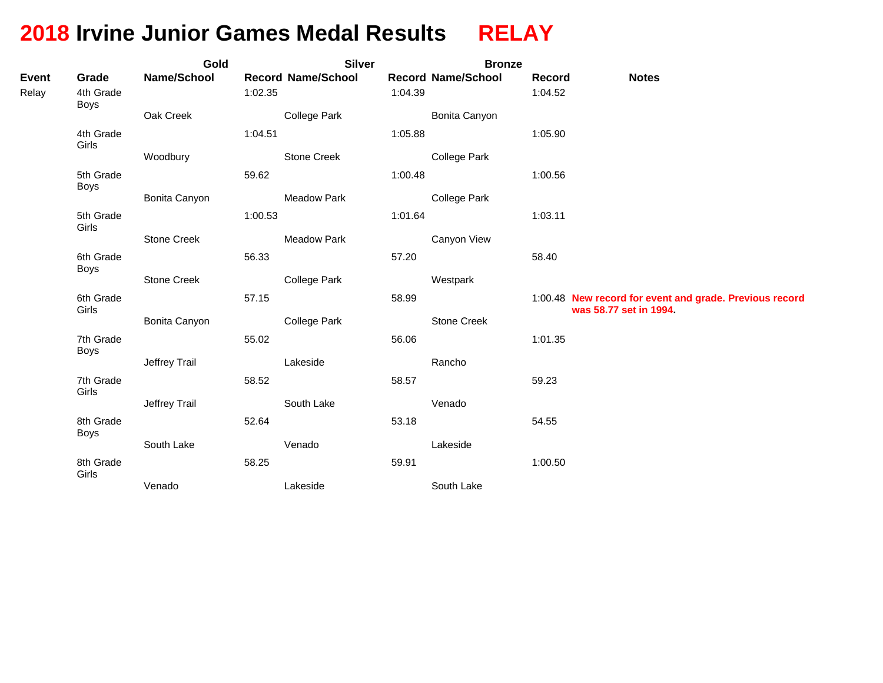# 2018 Irvine Junior Games Medal Results RELAY

| Event | Grade | Gold Name/School | Gold Record | Silver Name/School | Silver Record | Bronze Name/School | Bronze Record | Notes |
|---|---|---|---|---|---|---|---|---|
| Relay | 4th Grade Boys | Oak Creek | 1:02.35 | College Park | 1:04.39 | Bonita Canyon | 1:04.52 | |
| | 4th Grade Girls | Woodbury | 1:04.51 | Stone Creek | 1:05.88 | College Park | 1:05.90 | |
| | 5th Grade Boys | Bonita Canyon | 59.62 | Meadow Park | 1:00.48 | College Park | 1:00.56 | |
| | 5th Grade Girls | Stone Creek | 1:00.53 | Meadow Park | 1:01.64 | Canyon View | 1:03.11 | |
| | 6th Grade Boys | Stone Creek | 56.33 | College Park | 57.20 | Westpark | 58.40 | |
| | 6th Grade Girls | Bonita Canyon | 57.15 | College Park | 58.99 | Stone Creek | 1:00.48 | **New record for event and grade. Previous record was 58.77 set in 1994.** |
| | 7th Grade Boys | Jeffrey Trail | 55.02 | Lakeside | 56.06 | Rancho | 1:01.35 | |
| | 7th Grade Girls | Jeffrey Trail | 58.52 | South Lake | 58.57 | Venado | 59.23 | |
| | 8th Grade Boys | South Lake | 52.64 | Venado | 53.18 | Lakeside | 54.55 | |
| | 8th Grade Girls | Venado | 58.25 | Lakeside | 59.91 | South Lake | 1:00.50 | |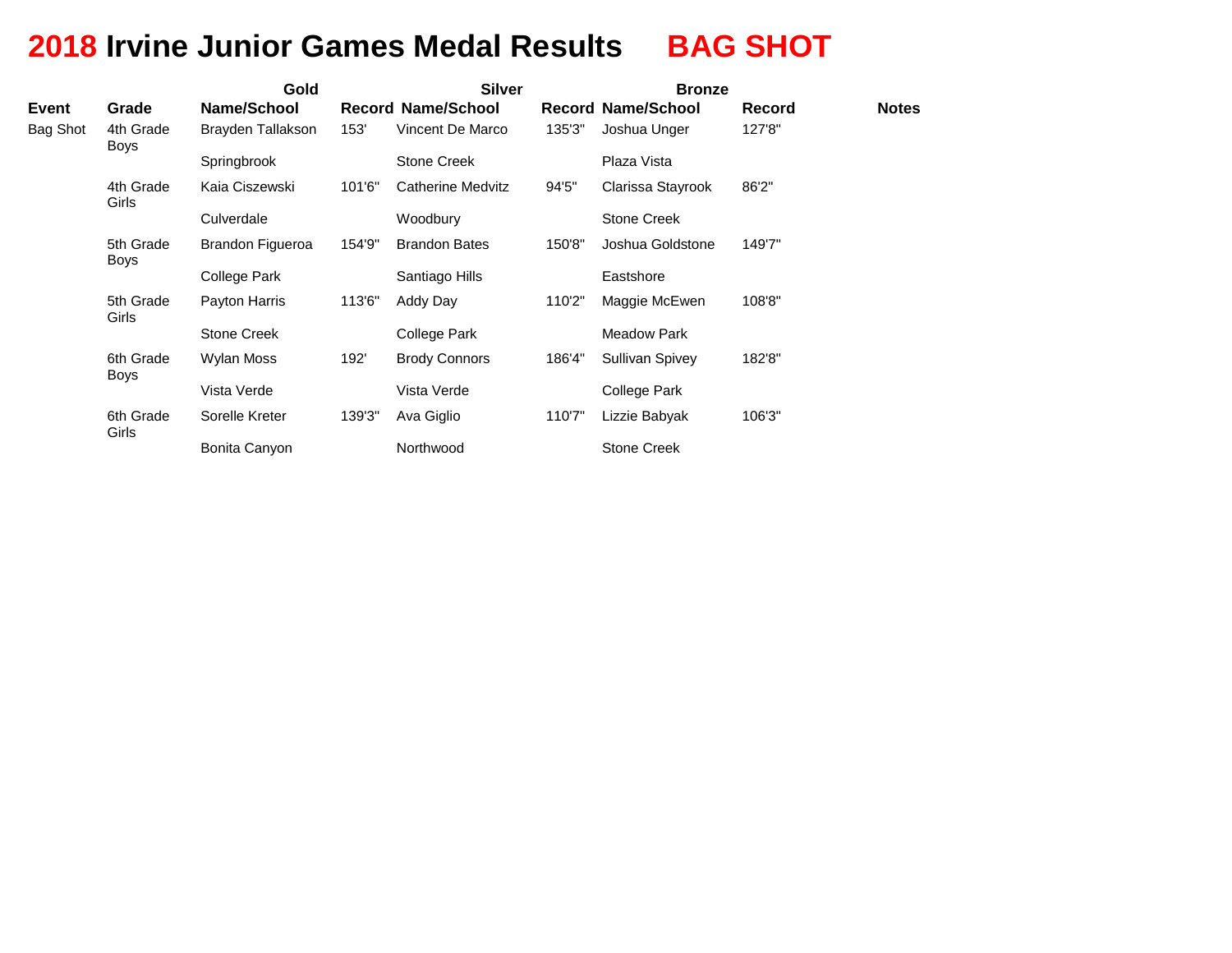# 2018 Irvine Junior Games Medal Results BAG SHOT

| Event | Grade | Gold Name/School | Record | Silver Name/School | Record | Bronze Name/School | Record | Notes |
|---|---|---|---|---|---|---|---|---|
| Bag Shot | 4th Grade Boys | Brayden Tallakson<br>Springbrook | 153' | Vincent De Marco<br>Stone Creek | 135'3" | Joshua Unger<br>Plaza Vista | 127'8" | |
| | 4th Grade Girls | Kaia Ciszewski<br>Culverdale | 101'6" | Catherine Medvitz<br>Woodbury | 94'5" | Clarissa Stayrook<br>Stone Creek | 86'2" | |
| | 5th Grade Boys | Brandon Figueroa<br>College Park | 154'9" | Brandon Bates<br>Santiago Hills | 150'8" | Joshua Goldstone<br>Eastshore | 149'7" | |
| | 5th Grade Girls | Payton Harris<br>Stone Creek | 113'6" | Addy Day<br>College Park | 110'2" | Maggie McEwen<br>Meadow Park | 108'8" | |
| | 6th Grade Boys | Wylan Moss<br>Vista Verde | 192' | Brody Connors<br>Vista Verde | 186'4" | Sullivan Spivey<br>College Park | 182'8" | |
| | 6th Grade Girls | Sorelle Kreter<br>Bonita Canyon | 139'3" | Ava Giglio<br>Northwood | 110'7" | Lizzie Babyak<br>Stone Creek | 106'3" | |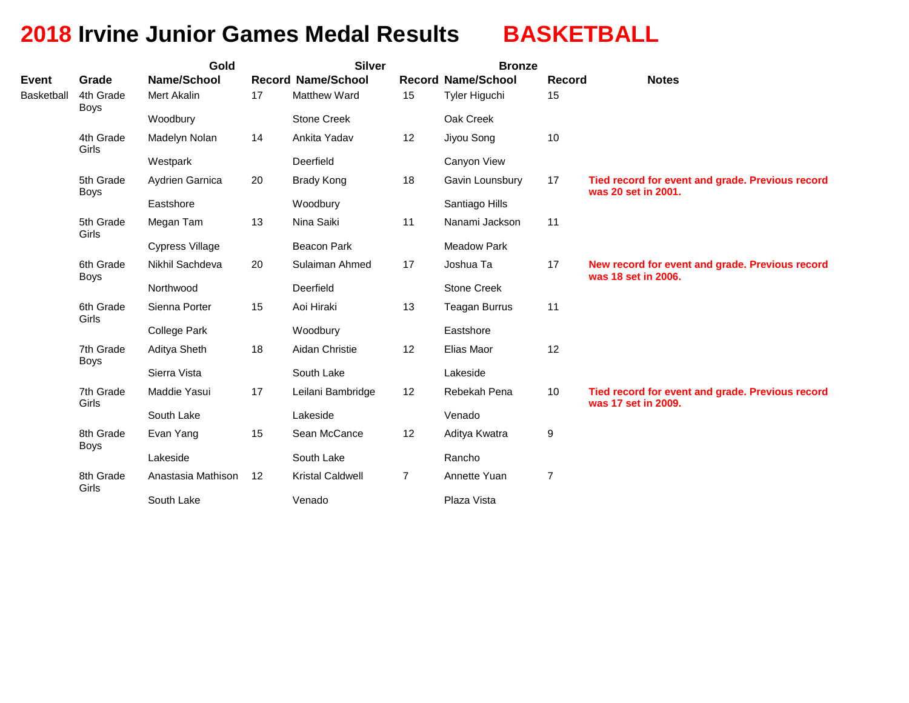# 2018 Irvine Junior Games Medal Results BASKETBALL

| Event | Grade | Gold Name/School | Record | Silver Name/School | Record | Bronze Name/School | Record | Notes |
|---|---|---|---|---|---|---|---|---|
| Basketball | 4th Grade Boys | Mert Akalin<br>Woodbury | 17 | Matthew Ward<br>Stone Creek | 15 | Tyler Higuchi<br>Oak Creek | 15 | |
| | 4th Grade Girls | Madelyn Nolan<br>Westpark | 14 | Ankita Yadav<br>Deerfield | 12 | Jiyou Song<br>Canyon View | 10 | |
| | 5th Grade Boys | Aydrien Garnica<br>Eastshore | 20 | Brady Kong<br>Woodbury | 18 | Gavin Lounsbury<br>Santiago Hills | 17 | **Tied record for event and grade. Previous record was 20 set in 2001.** |
| | 5th Grade Girls | Megan Tam<br>Cypress Village | 13 | Nina Saiki<br>Beacon Park | 11 | Nanami Jackson<br>Meadow Park | 11 | |
| | 6th Grade Boys | Nikhil Sachdeva<br>Northwood | 20 | Sulaiman Ahmed<br>Deerfield | 17 | Joshua Ta<br>Stone Creek | 17 | **New record for event and grade. Previous record was 18 set in 2006.** |
| | 6th Grade Girls | Sienna Porter<br>College Park | 15 | Aoi Hiraki<br>Woodbury | 13 | Teagan Burrus<br>Eastshore | 11 | |
| | 7th Grade Boys | Aditya Sheth<br>Sierra Vista | 18 | Aidan Christie<br>South Lake | 12 | Elias Maor<br>Lakeside | 12 | |
| | 7th Grade Girls | Maddie Yasui<br>South Lake | 17 | Leilani Bambridge<br>Lakeside | 12 | Rebekah Pena<br>Venado | 10 | **Tied record for event and grade. Previous record was 17 set in 2009.** |
| | 8th Grade Boys | Evan Yang<br>Lakeside | 15 | Sean McCance<br>South Lake | 12 | Aditya Kwatra<br>Rancho | 9 | |
| | 8th Grade Girls | Anastasia Mathison<br>South Lake | 12 | Kristal Caldwell<br>Venado | 7 | Annette Yuan<br>Plaza Vista | 7 | |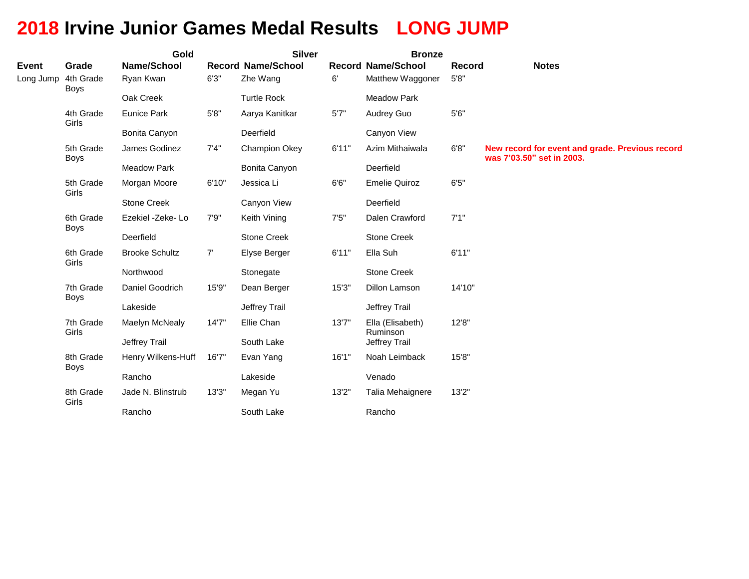# 2018 Irvine Junior Games Medal Results    LONG JUMP

| | | Gold | | Silver | | Bronze | | |
|---|---|---|---|---|---|---|---|---|
| **Event** | **Grade** | **Name/School** | **Record** | **Name/School** | **Record** | **Name/School** | **Record** | **Notes** |
| Long Jump | 4th Grade Boys | Ryan Kwan<br>Oak Creek | 6'3" | Zhe Wang<br>Turtle Rock | 6' | Matthew Waggoner<br>Meadow Park | 5'8" | |
| | 4th Grade Girls | Eunice Park<br>Bonita Canyon | 5'8" | Aarya Kanitkar<br>Deerfield | 5'7" | Audrey Guo<br>Canyon View | 5'6" | |
| | 5th Grade Boys | James Godinez<br>Meadow Park | 7'4" | Champion Okey<br>Bonita Canyon | 6'11" | Azim Mithaiwala<br>Deerfield | 6'8" | **New record for event and grade. Previous record was 7'03.50" set in 2003.** |
| | 5th Grade Girls | Morgan Moore<br>Stone Creek | 6'10" | Jessica Li<br>Canyon View | 6'6" | Emelie Quiroz<br>Deerfield | 6'5" | |
| | 6th Grade Boys | Ezekiel -Zeke- Lo<br>Deerfield | 7'9" | Keith Vining<br>Stone Creek | 7'5" | Dalen Crawford<br>Stone Creek | 7'1" | |
| | 6th Grade Girls | Brooke Schultz<br>Northwood | 7' | Elyse Berger<br>Stonegate | 6'11" | Ella Suh<br>Stone Creek | 6'11" | |
| | 7th Grade Boys | Daniel Goodrich<br>Lakeside | 15'9" | Dean Berger<br>Jeffrey Trail | 15'3" | Dillon Lamson<br>Jeffrey Trail | 14'10" | |
| | 7th Grade Girls | Maelyn McNealy<br>Jeffrey Trail | 14'7" | Ellie Chan<br>South Lake | 13'7" | Ella (Elisabeth) Ruminson<br>Jeffrey Trail | 12'8" | |
| | 8th Grade Boys | Henry Wilkens-Huff<br>Rancho | 16'7" | Evan Yang<br>Lakeside | 16'1" | Noah Leimback<br>Venado | 15'8" | |
| | 8th Grade Girls | Jade N. Blinstrub<br>Rancho | 13'3" | Megan Yu<br>South Lake | 13'2" | Talia Mehaignere<br>Rancho | 13'2" | |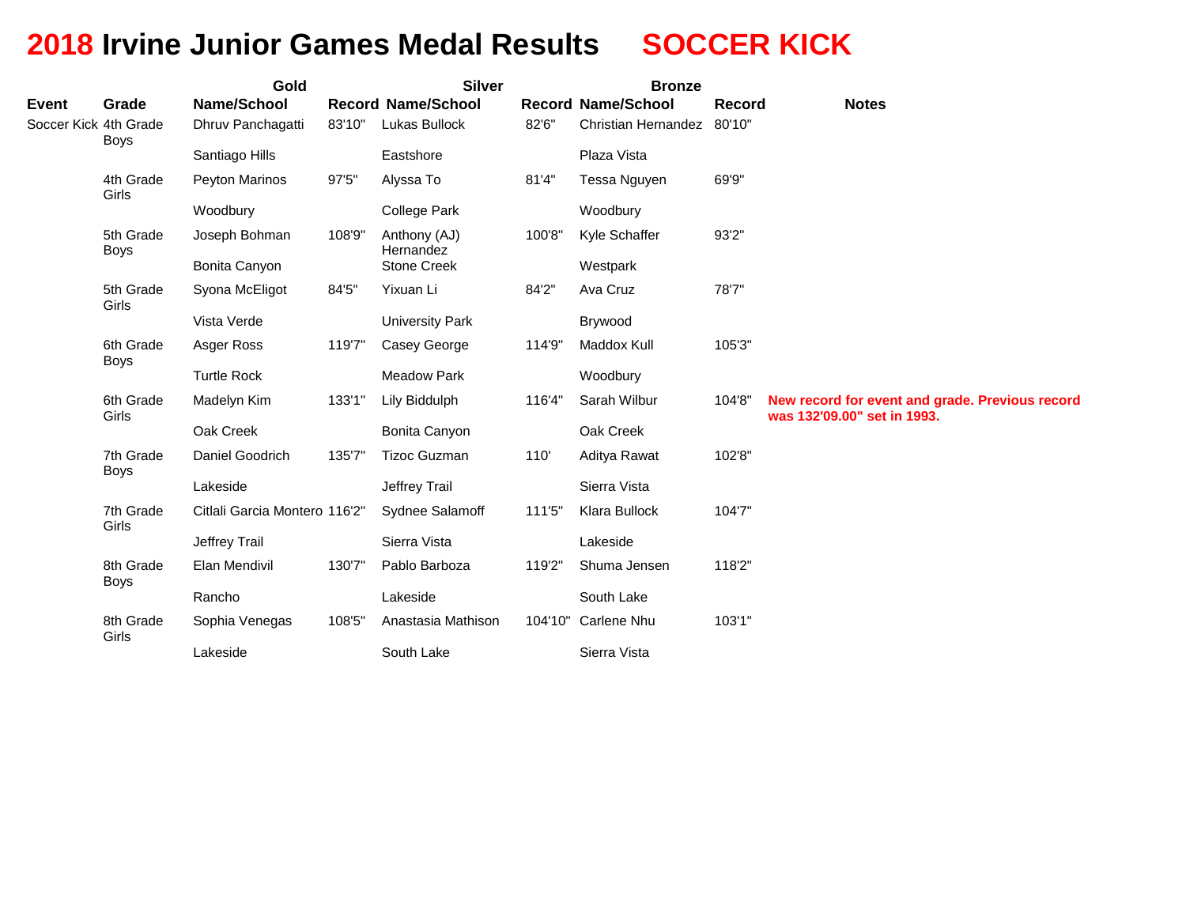# 2018 Irvine Junior Games Medal Results SOCCER KICK

| | | Gold | | Silver | | Bronze | | |
|---|---|---|---|---|---|---|---|---|
| Event | Grade | Name/School | Record | Name/School | Record | Name/School | Record | Notes |
| Soccer Kick | 4th Grade Boys | Dhruv Panchagatti<br>Santiago Hills | 83'10" | Lukas Bullock<br>Eastshore | 82'6" | Christian Hernandez<br>Plaza Vista | 80'10" | |
| | 4th Grade Girls | Peyton Marinos<br>Woodbury | 97'5" | Alyssa To<br>College Park | 81'4" | Tessa Nguyen<br>Woodbury | 69'9" | |
| | 5th Grade Boys | Joseph Bohman<br>Bonita Canyon | 108'9" | Anthony (AJ) Hernandez<br>Stone Creek | 100'8" | Kyle Schaffer<br>Westpark | 93'2" | |
| | 5th Grade Girls | Syona McEligot<br>Vista Verde | 84'5" | Yixuan Li<br>University Park | 84'2" | Ava Cruz<br>Brywood | 78'7" | |
| | 6th Grade Boys | Asger Ross<br>Turtle Rock | 119'7" | Casey George<br>Meadow Park | 114'9" | Maddox Kull<br>Woodbury | 105'3" | |
| | 6th Grade Girls | Madelyn Kim<br>Oak Creek | 133'1" | Lily Biddulph<br>Bonita Canyon | 116'4" | Sarah Wilbur<br>Oak Creek | 104'8" | **New record for event and grade. Previous record was 132'09.00" set in 1993.** |
| | 7th Grade Boys | Daniel Goodrich<br>Lakeside | 135'7" | Tizoc Guzman<br>Jeffrey Trail | 110' | Aditya Rawat<br>Sierra Vista | 102'8" | |
| | 7th Grade Girls | Citlali Garcia Montero<br>Jeffrey Trail | 116'2" | Sydnee Salamoff<br>Sierra Vista | 111'5" | Klara Bullock<br>Lakeside | 104'7" | |
| | 8th Grade Boys | Elan Mendivil<br>Rancho | 130'7" | Pablo Barboza<br>Lakeside | 119'2" | Shuma Jensen<br>South Lake | 118'2" | |
| | 8th Grade Girls | Sophia Venegas<br>Lakeside | 108'5" | Anastasia Mathison<br>South Lake | 104'10" | Carlene Nhu<br>Sierra Vista | 103'1" | |